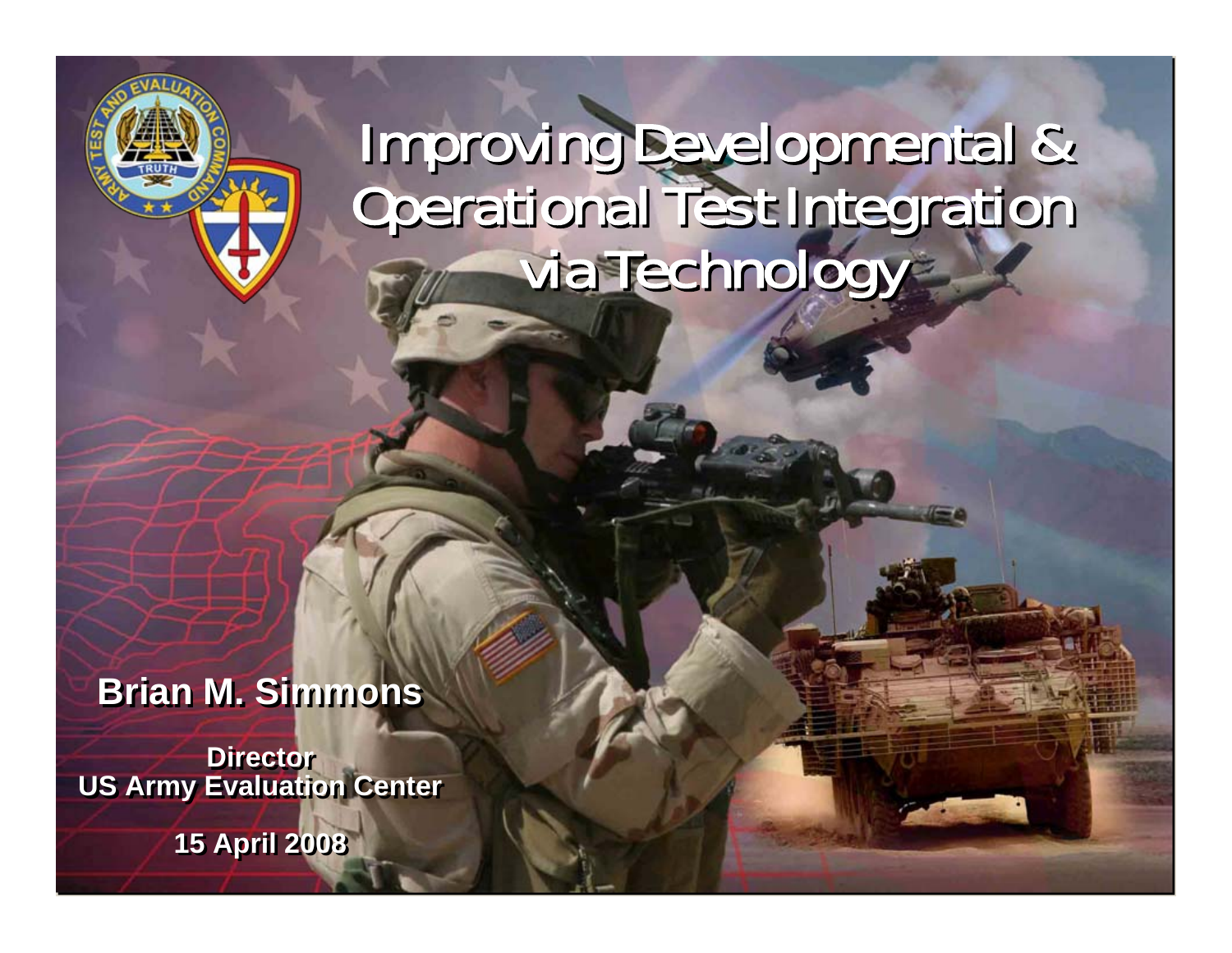# Improving Developmental & Operational Test Integration via Technology

**Brian M. Simmons**

**Director**
**US Army Evaluation Center**

**15 April 2008**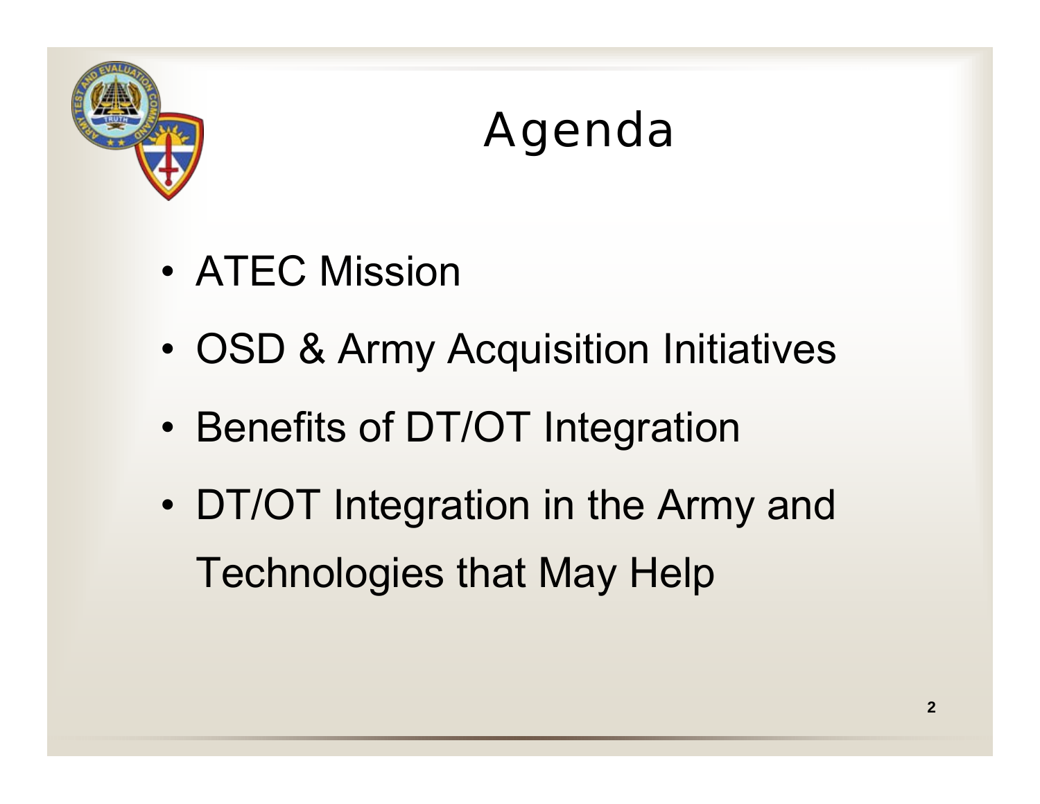# Agenda

- ATEC Mission
- OSD & Army Acquisition Initiatives
- Benefits of DT/OT Integration
- DT/OT Integration in the Army and Technologies that May Help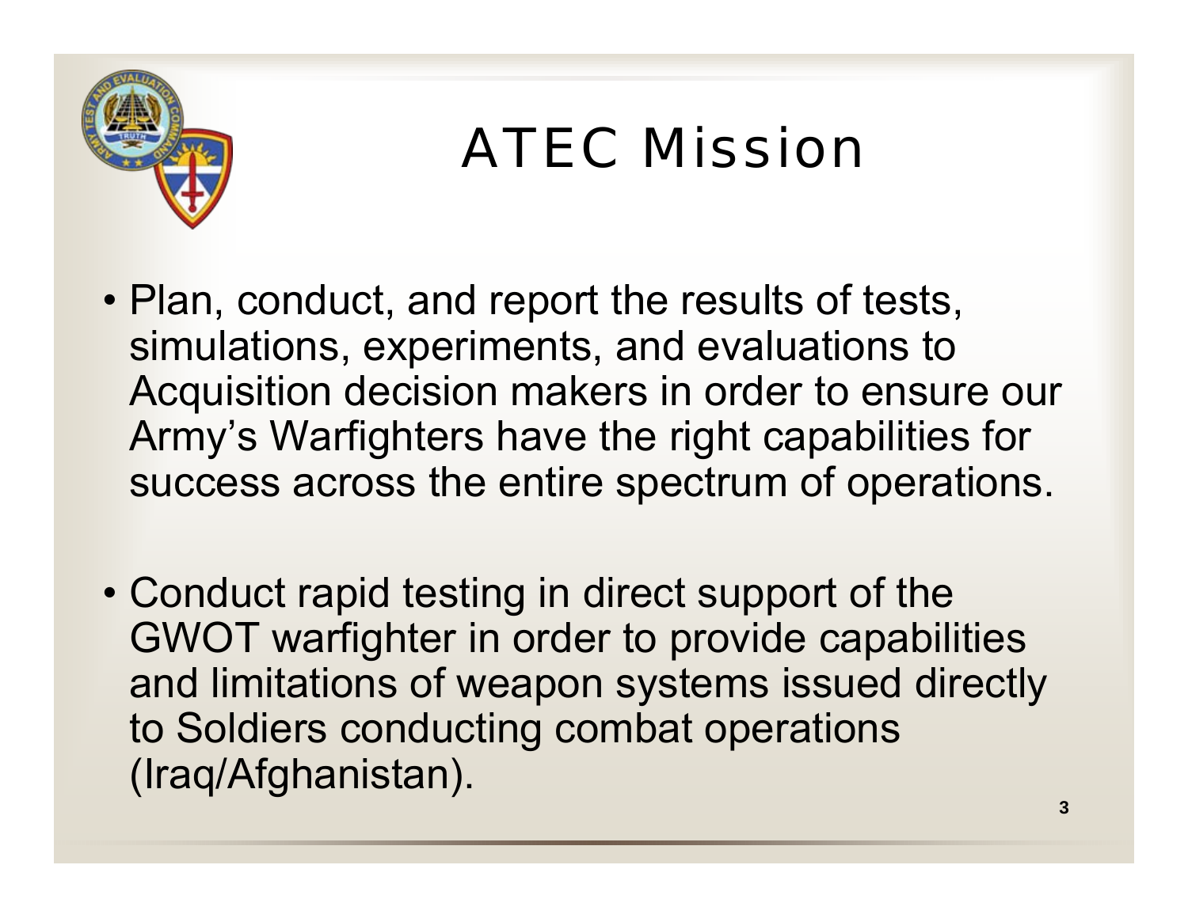# ATEC Mission

- Plan, conduct, and report the results of tests, simulations, experiments, and evaluations to Acquisition decision makers in order to ensure our Army's Warfighters have the right capabilities for success across the entire spectrum of operations.

- Conduct rapid testing in direct support of the GWOT warfighter in order to provide capabilities and limitations of weapon systems issued directly to Soldiers conducting combat operations (Iraq/Afghanistan).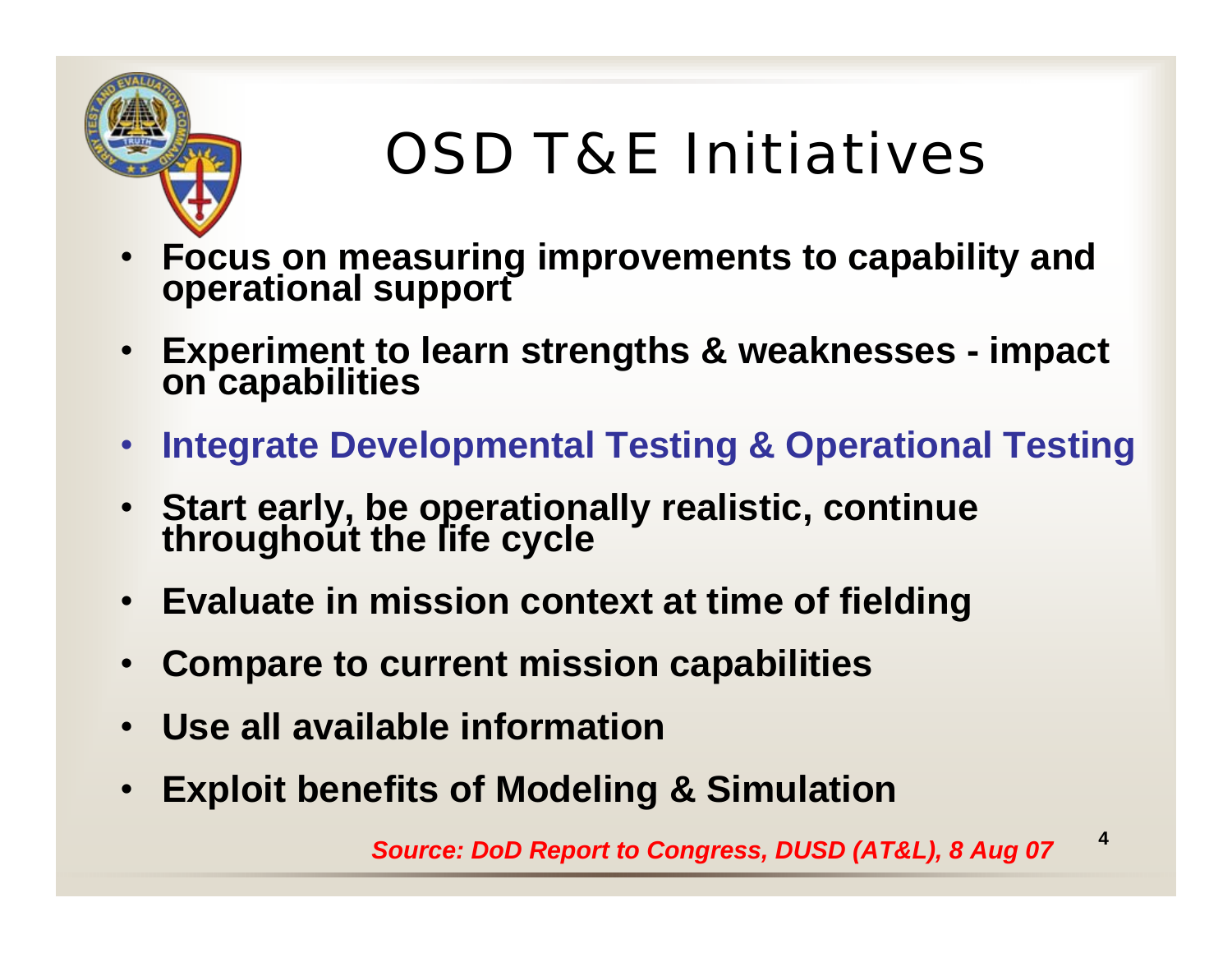# OSD T&E Initiatives

- **Focus on measuring improvements to capability and operational support**
- **Experiment to learn strengths & weaknesses - impact on capabilities**
- **Integrate Developmental Testing & Operational Testing**
- **Start early, be operationally realistic, continue throughout the life cycle**
- **Evaluate in mission context at time of fielding**
- **Compare to current mission capabilities**
- **Use all available information**
- **Exploit benefits of Modeling & Simulation**

***Source: DoD Report to Congress, DUSD (AT&L), 8 Aug 07***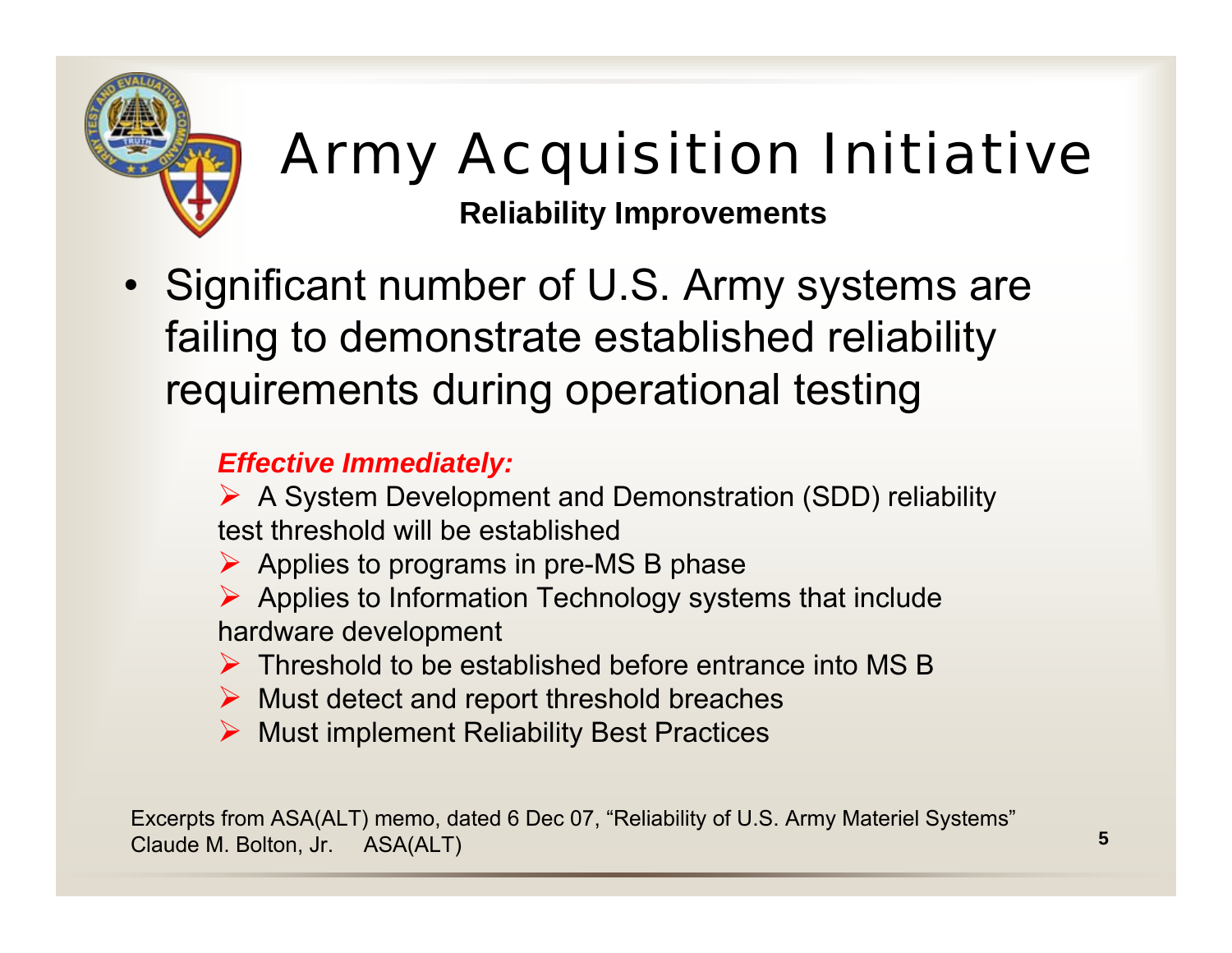# Army Acquisition Initiative

**Reliability Improvements**

- Significant number of U.S. Army systems are failing to demonstrate established reliability requirements during operational testing

***Effective Immediately:***

- A System Development and Demonstration (SDD) reliability test threshold will be established
- Applies to programs in pre-MS B phase
- Applies to Information Technology systems that include hardware development
- Threshold to be established before entrance into MS B
- Must detect and report threshold breaches
- Must implement Reliability Best Practices

Excerpts from ASA(ALT) memo, dated 6 Dec 07, "Reliability of U.S. Army Materiel Systems"
Claude M. Bolton, Jr. ASA(ALT)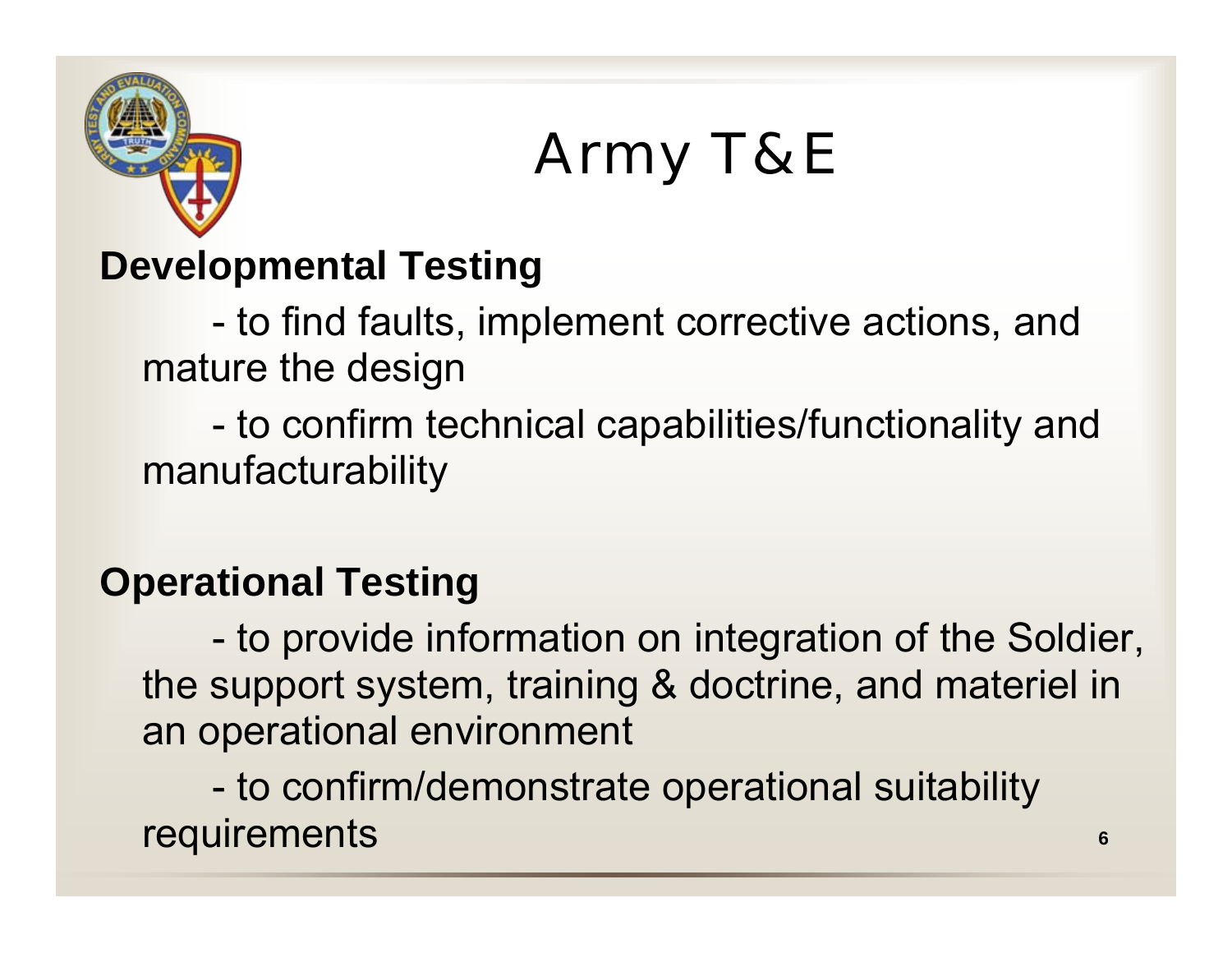# Army T&E

**Developmental Testing**

- to find faults, implement corrective actions, and mature the design
- to confirm technical capabilities/functionality and manufacturability

**Operational Testing**

- to provide information on integration of the Soldier, the support system, training & doctrine, and materiel in an operational environment
- to confirm/demonstrate operational suitability requirements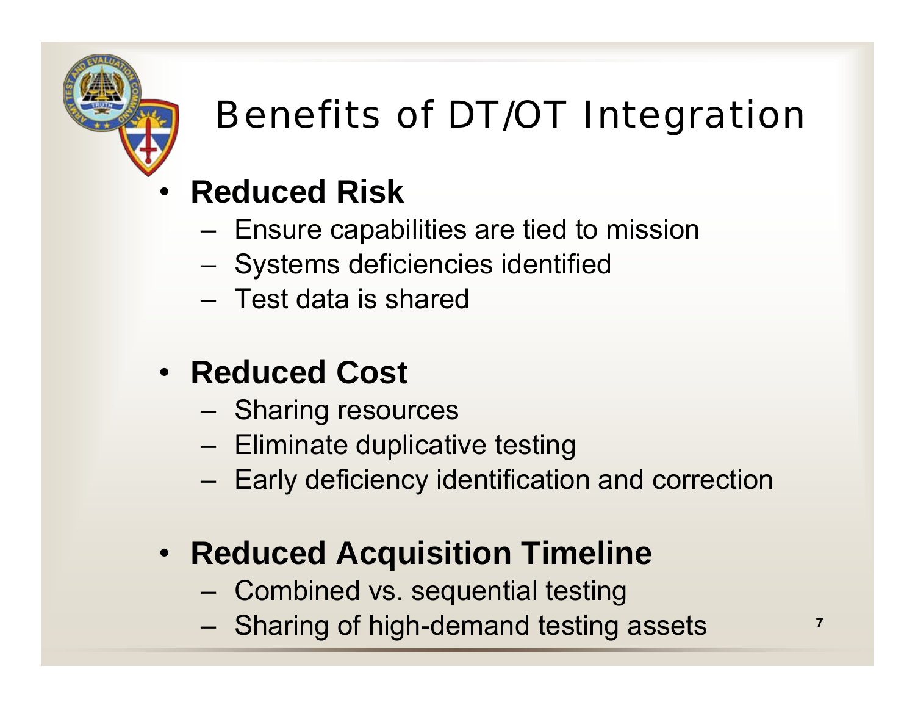# Benefits of DT/OT Integration

- **Reduced Risk**
  - Ensure capabilities are tied to mission
  - Systems deficiencies identified
  - Test data is shared

- **Reduced Cost**
  - Sharing resources
  - Eliminate duplicative testing
  - Early deficiency identification and correction

- **Reduced Acquisition Timeline**
  - Combined vs. sequential testing
  - Sharing of high-demand testing assets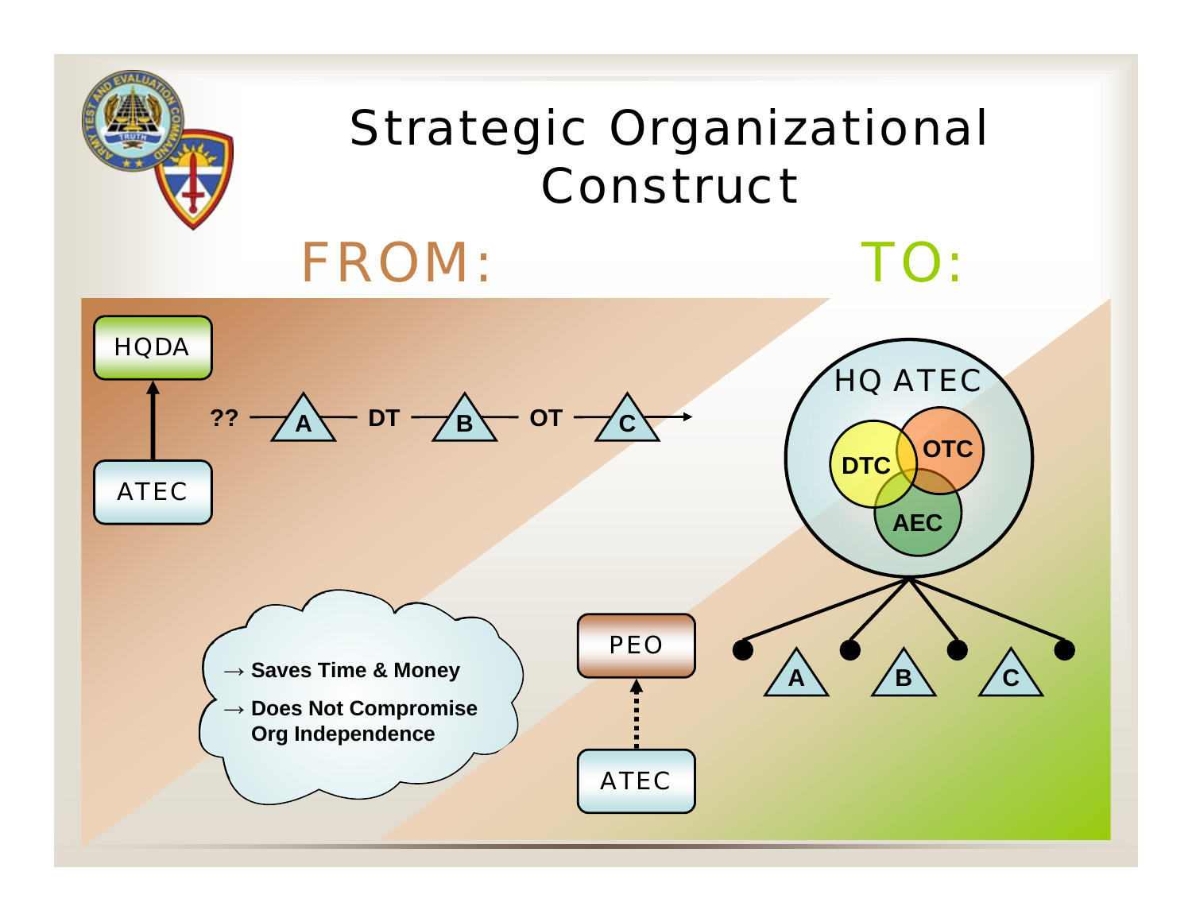# Strategic Organizational Construct

## FROM:

HQDA

ATEC

?? — A — DT — B — OT — C →

- → **Saves Time & Money**
- → **Does Not Compromise Org Independence**

PEO

ATEC

## TO:

HQ ATEC

DTC

OTC

AEC

A B C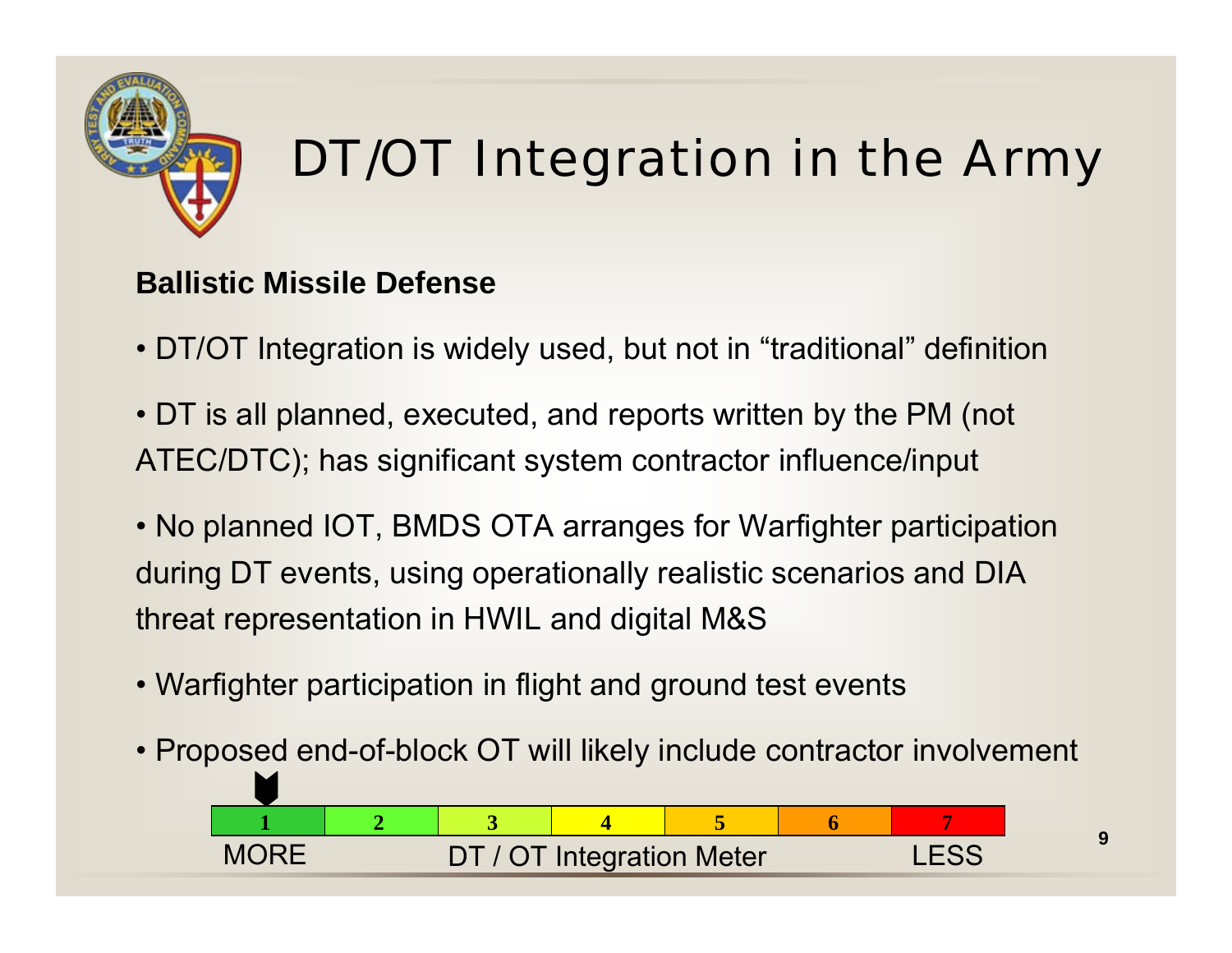# DT/OT Integration in the Army

**Ballistic Missile Defense**

- DT/OT Integration is widely used, but not in “traditional” definition
- DT is all planned, executed, and reports written by the PM (not ATEC/DTC); has significant system contractor influence/input
- No planned IOT, BMDS OTA arranges for Warfighter participation during DT events, using operationally realistic scenarios and DIA threat representation in HWIL and digital M&S
- Warfighter participation in flight and ground test events
- Proposed end-of-block OT will likely include contractor involvement

| 1 | 2 | 3 | 4 | 5 | 6 | 7 |
|---|---|---|---|---|---|---|
| MORE | | | DT / OT Integration Meter | | | LESS |

Meter indicator: 1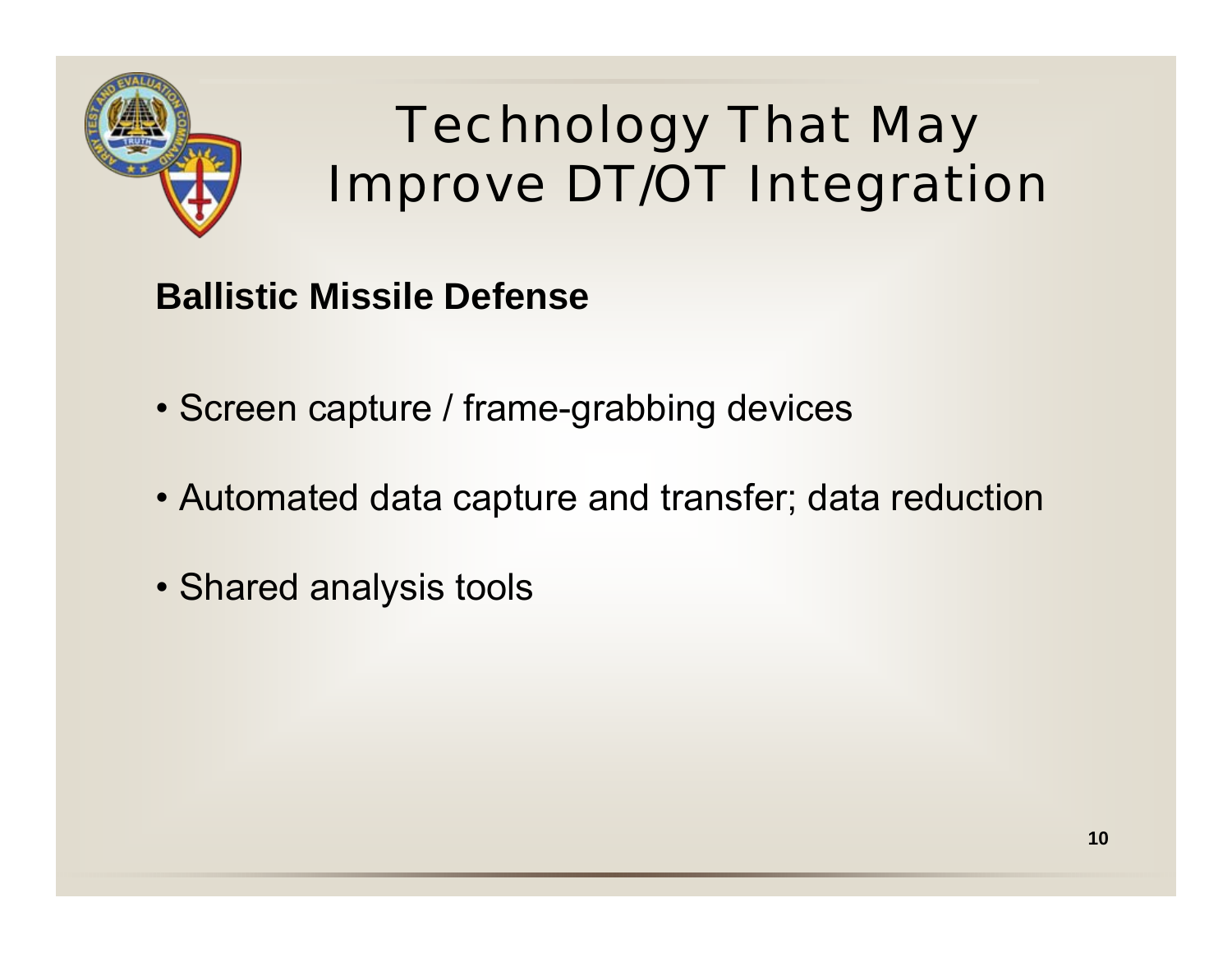# Technology That May Improve DT/OT Integration

**Ballistic Missile Defense**

- Screen capture / frame-grabbing devices
- Automated data capture and transfer; data reduction
- Shared analysis tools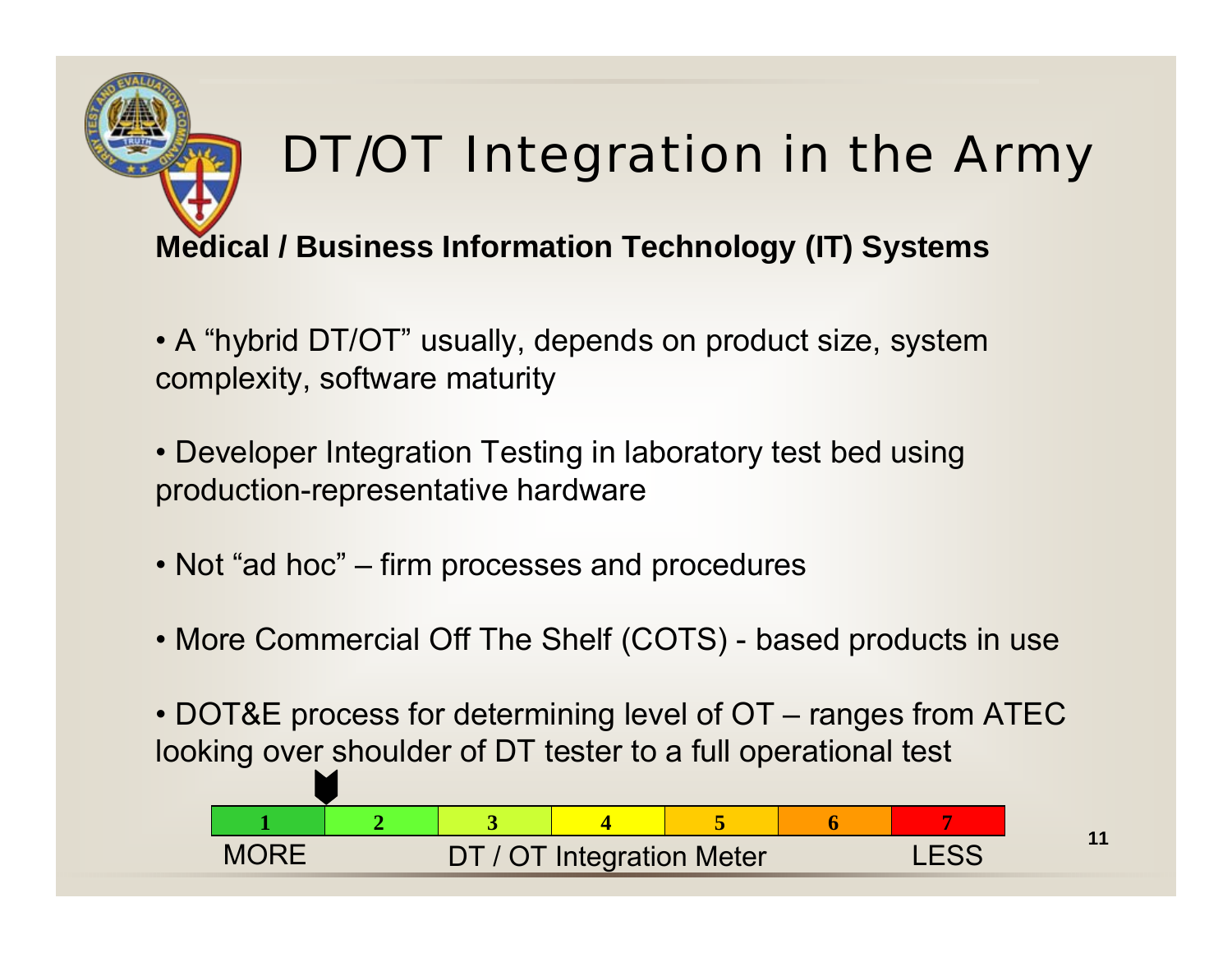# DT/OT Integration in the Army

**Medical / Business Information Technology (IT) Systems**

- A "hybrid DT/OT" usually, depends on product size, system complexity, software maturity
- Developer Integration Testing in laboratory test bed using production-representative hardware
- Not "ad hoc" – firm processes and procedures
- More Commercial Off The Shelf (COTS) - based products in use
- DOT&E process for determining level of OT – ranges from ATEC looking over shoulder of DT tester to a full operational test

| 1 | 2 | 3 | 4 | 5 | 6 | 7 |
|---|---|---|---|---|---|---|
| MORE | | | DT / OT Integration Meter | | | LESS |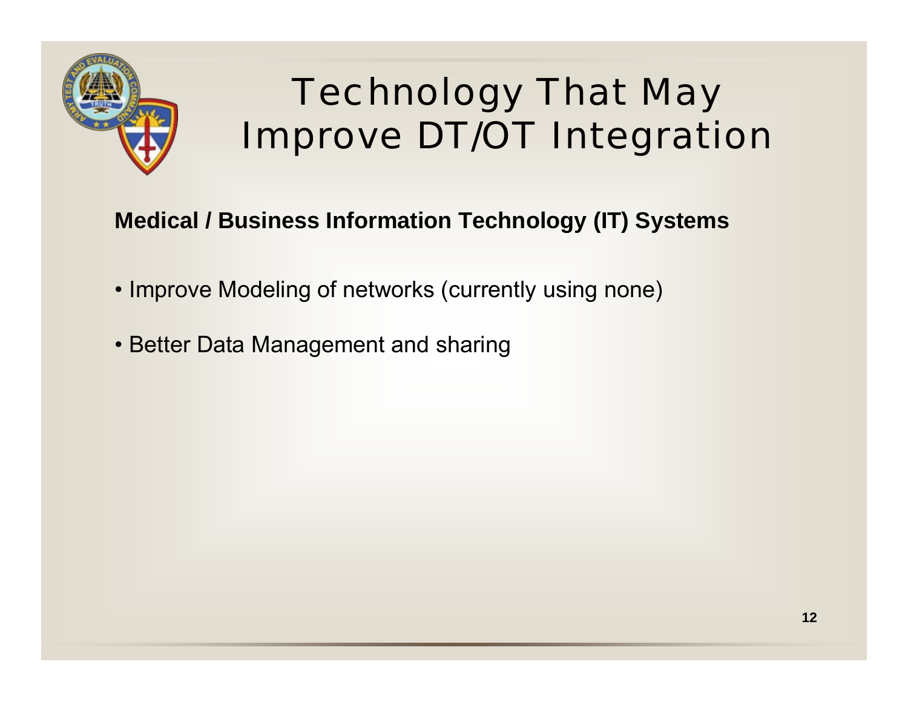# Technology That May Improve DT/OT Integration

**Medical / Business Information Technology (IT) Systems**

- Improve Modeling of networks (currently using none)
- Better Data Management and sharing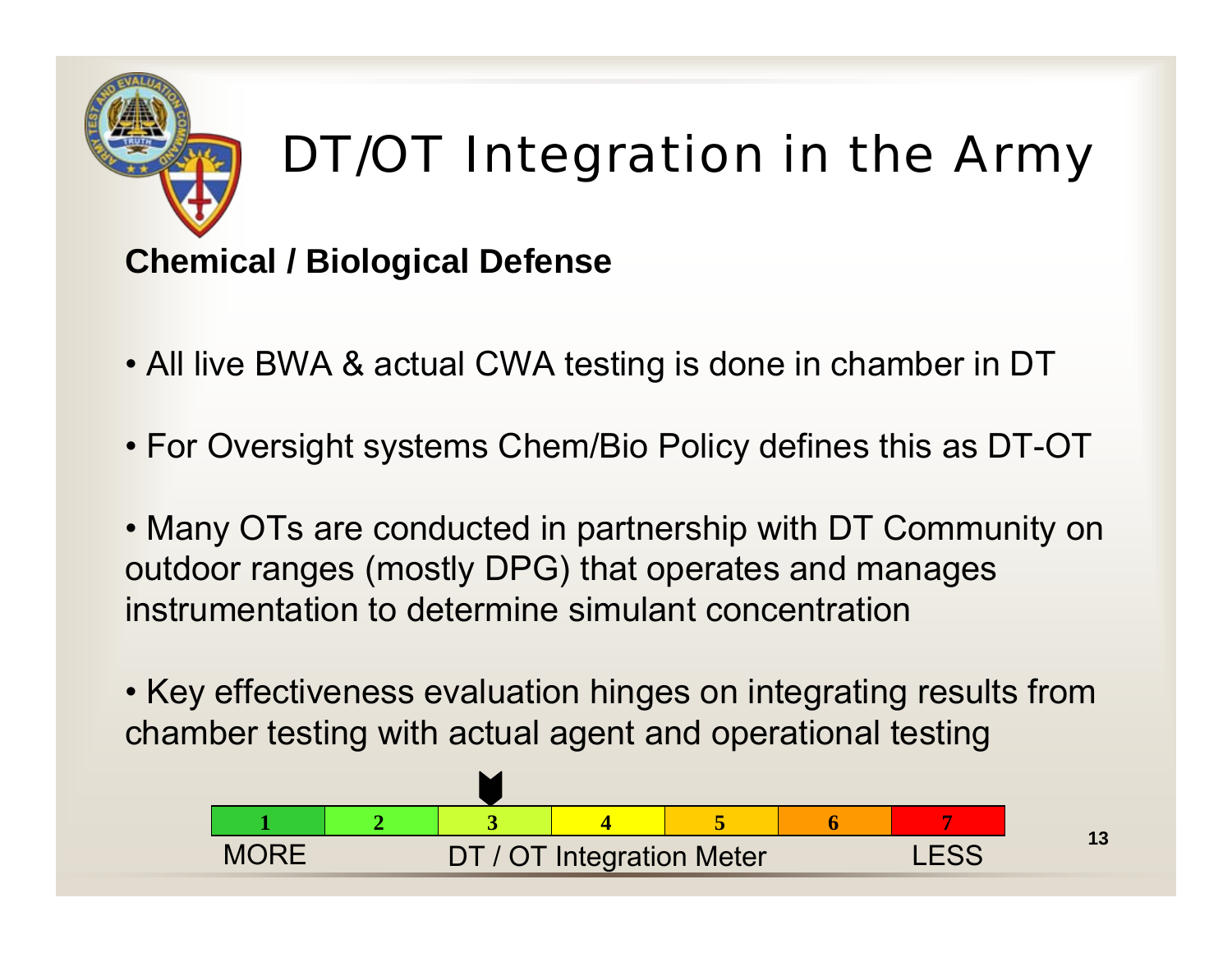# DT/OT Integration in the Army

## Chemical / Biological Defense

- All live BWA & actual CWA testing is done in chamber in DT
- For Oversight systems Chem/Bio Policy defines this as DT-OT
- Many OTs are conducted in partnership with DT Community on outdoor ranges (mostly DPG) that operates and manages instrumentation to determine simulant concentration
- Key effectiveness evaluation hinges on integrating results from chamber testing with actual agent and operational testing

| 1 | 2 | 3 | 4 | 5 | 6 | 7 |
|---|---|---|---|---|---|---|
| MORE | | | DT / OT Integration Meter | | | LESS |

(Indicator points to 3)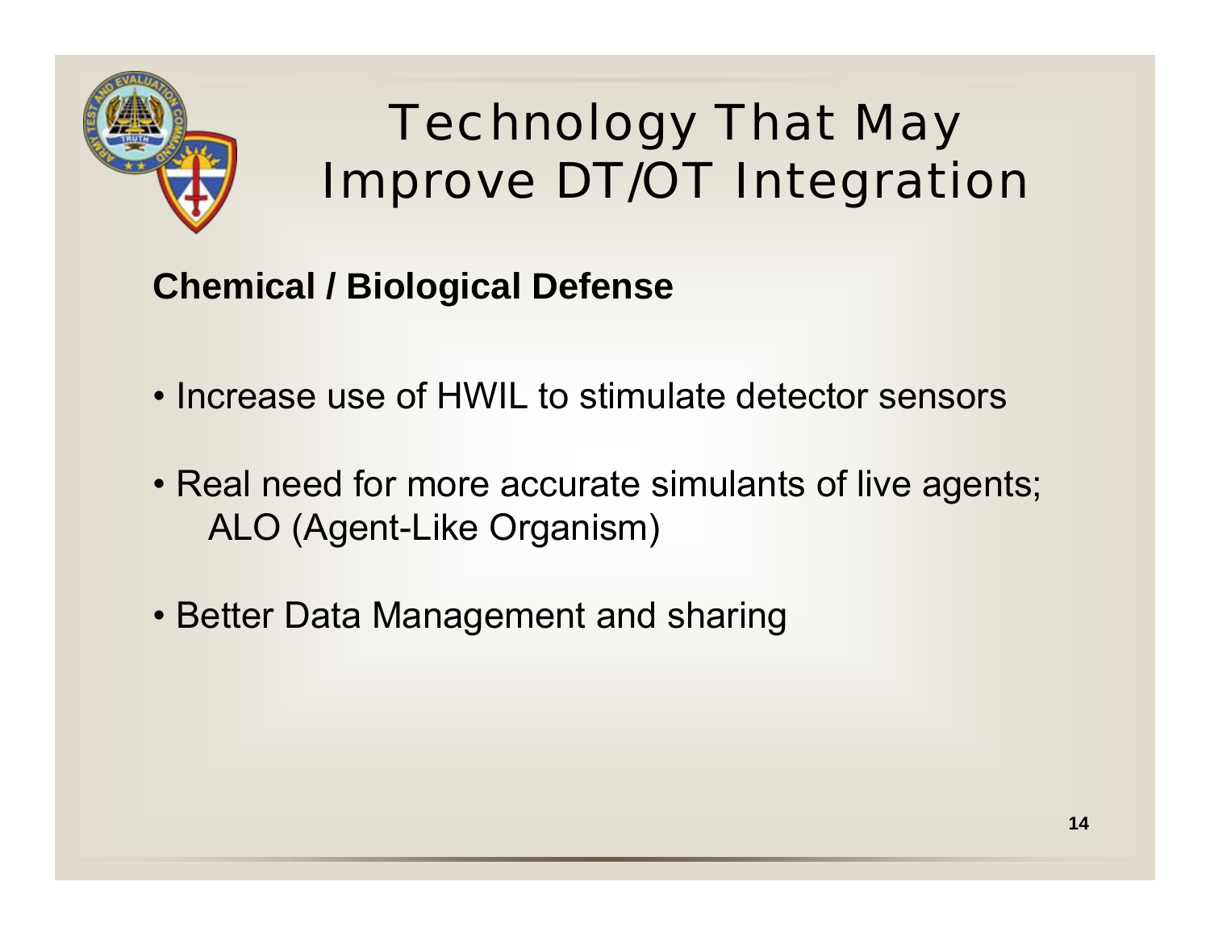# Technology That May Improve DT/OT Integration

**Chemical / Biological Defense**

- Increase use of HWIL to stimulate detector sensors
- Real need for more accurate simulants of live agents; ALO (Agent-Like Organism)
- Better Data Management and sharing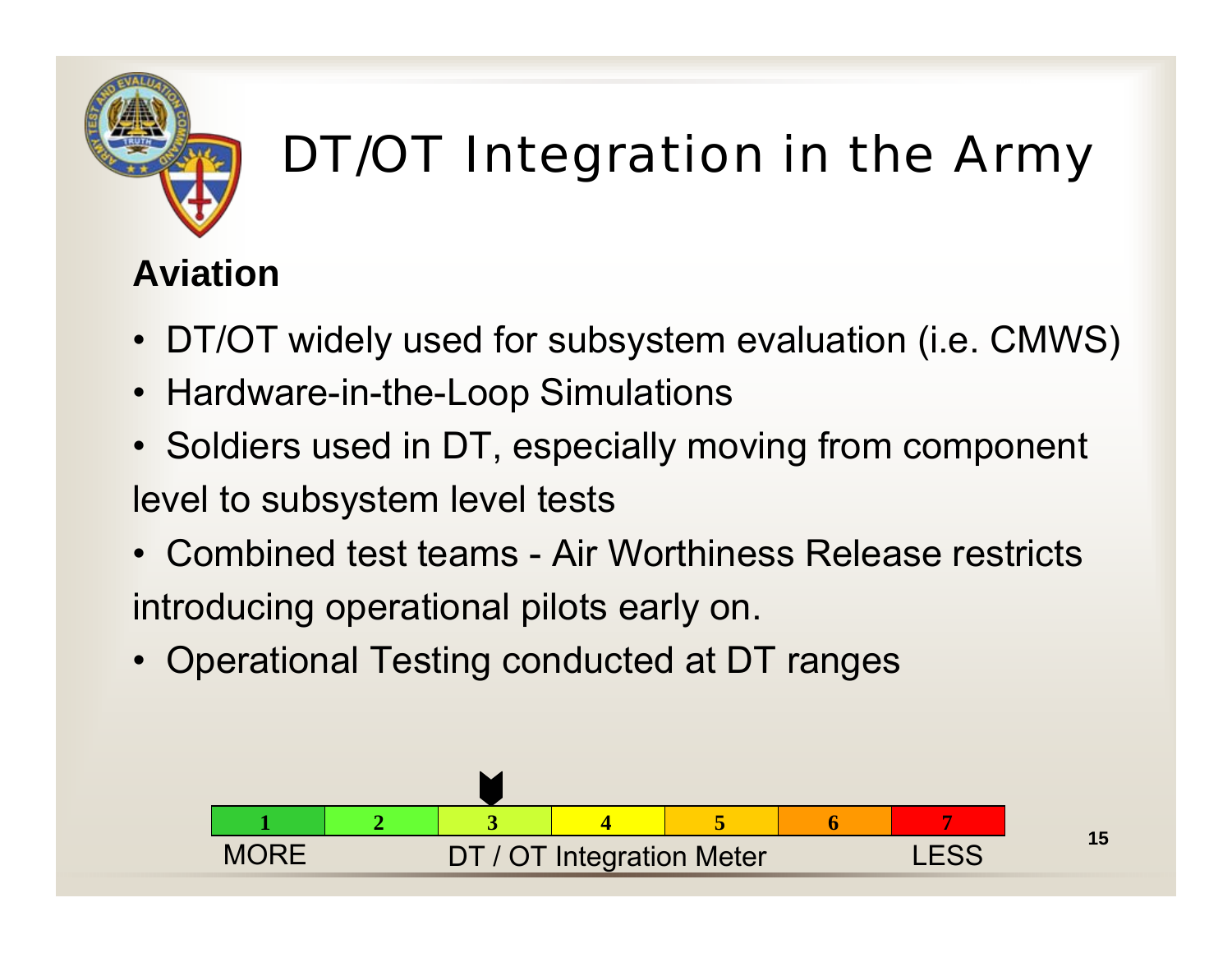# DT/OT Integration in the Army

## Aviation

- DT/OT widely used for subsystem evaluation (i.e. CMWS)
- Hardware-in-the-Loop Simulations
- Soldiers used in DT, especially moving from component level to subsystem level tests
- Combined test teams - Air Worthiness Release restricts introducing operational pilots early on.
- Operational Testing conducted at DT ranges

| 1 | 2 | 3 | 4 | 5 | 6 | 7 |
|---|---|---|---|---|---|---|

MORE — DT / OT Integration Meter — LESS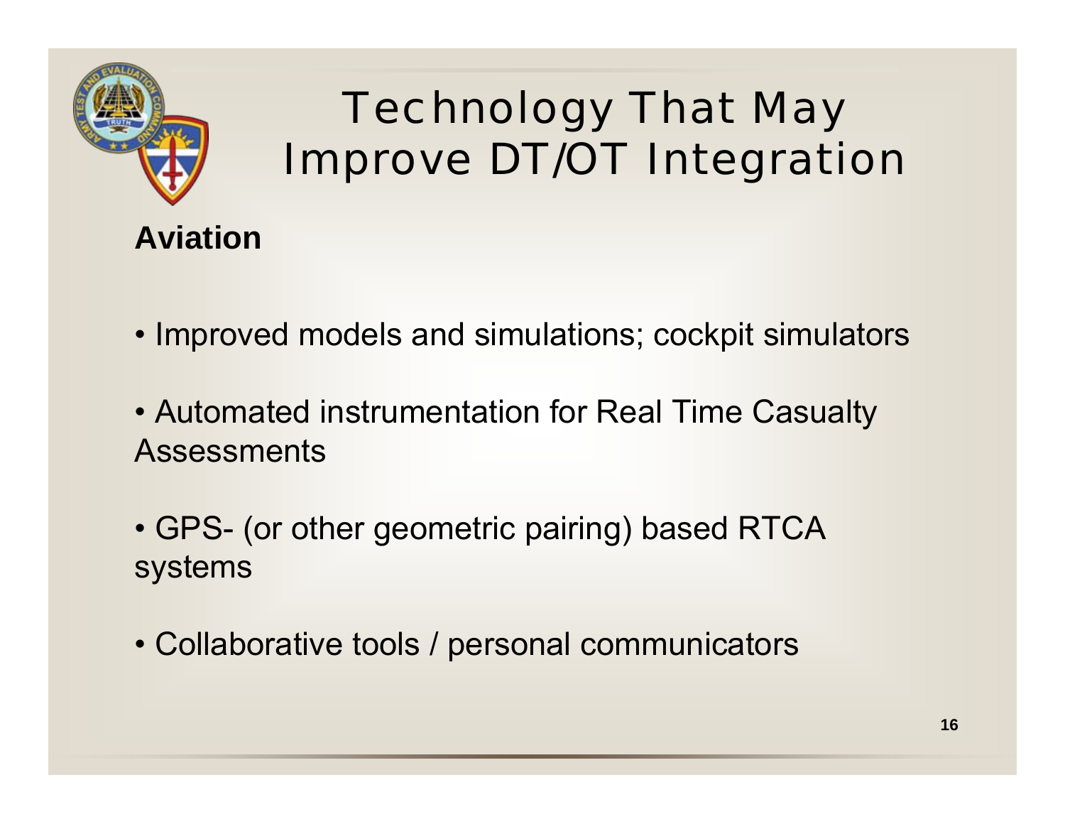# Technology That May Improve DT/OT Integration

**Aviation**

- Improved models and simulations; cockpit simulators
- Automated instrumentation for Real Time Casualty Assessments
- GPS- (or other geometric pairing) based RTCA systems
- Collaborative tools / personal communicators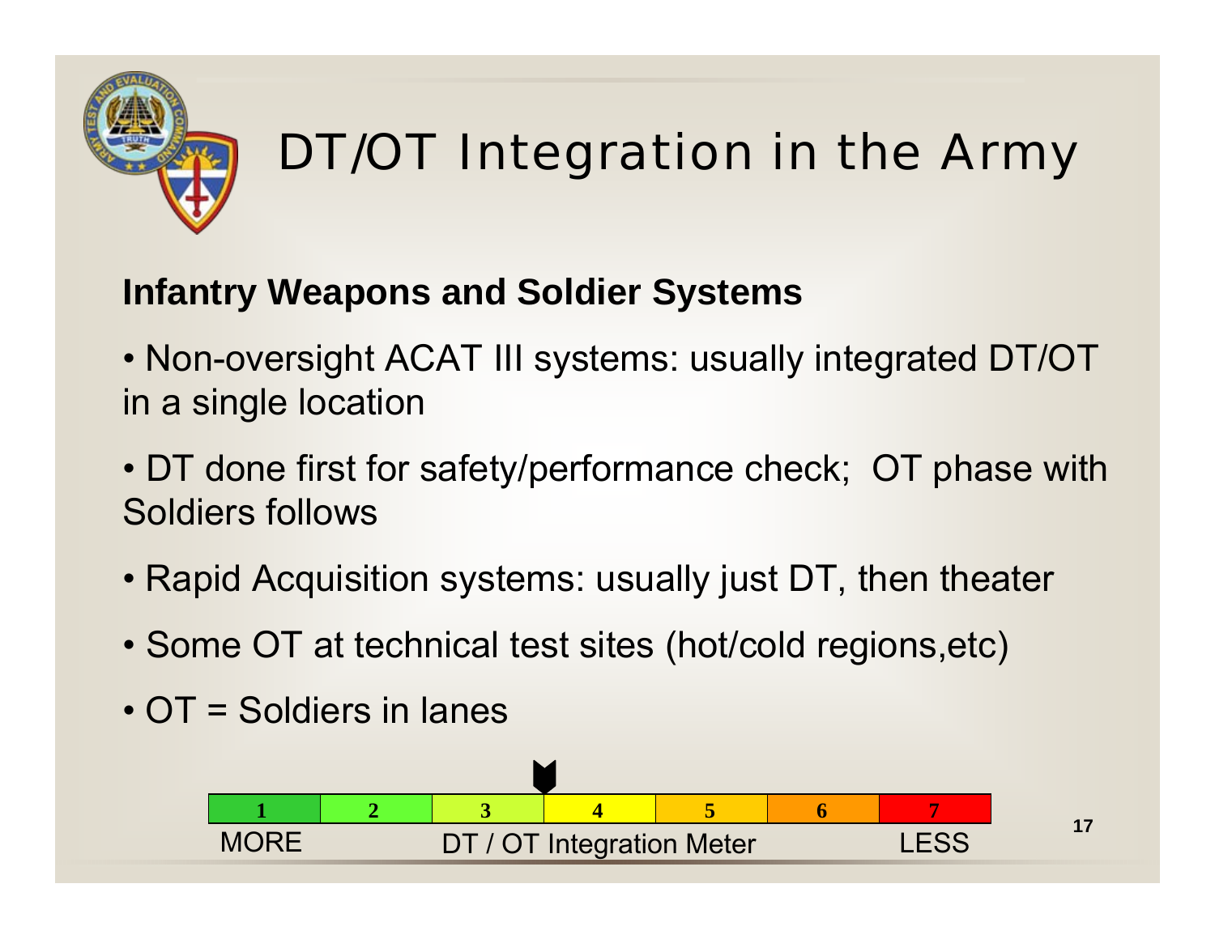# DT/OT Integration in the Army

**Infantry Weapons and Soldier Systems**

- Non-oversight ACAT III systems: usually integrated DT/OT in a single location
- DT done first for safety/performance check; OT phase with Soldiers follows
- Rapid Acquisition systems: usually just DT, then theater
- Some OT at technical test sites (hot/cold regions,etc)
- OT = Soldiers in lanes

| 1 | 2 | 3 | 4 | 5 | 6 | 7 |
|---|---|---|---|---|---|---|
| MORE | | | DT / OT Integration Meter | | | LESS |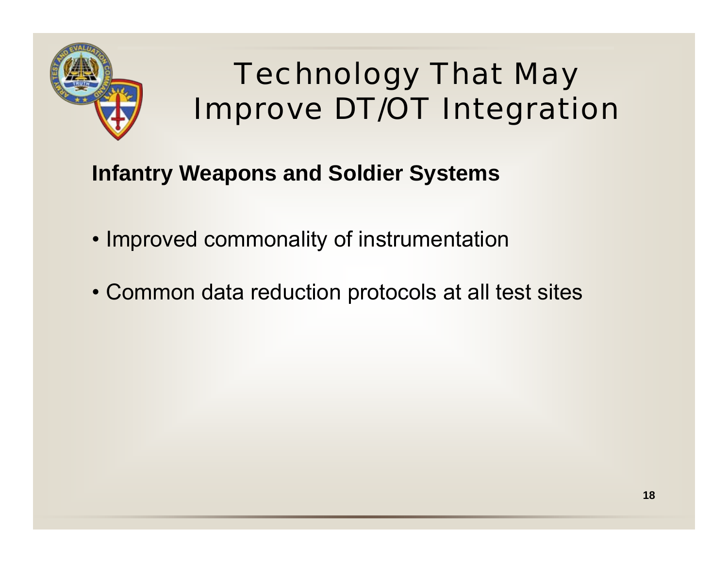# Technology That May Improve DT/OT Integration

**Infantry Weapons and Soldier Systems**

- Improved commonality of instrumentation
- Common data reduction protocols at all test sites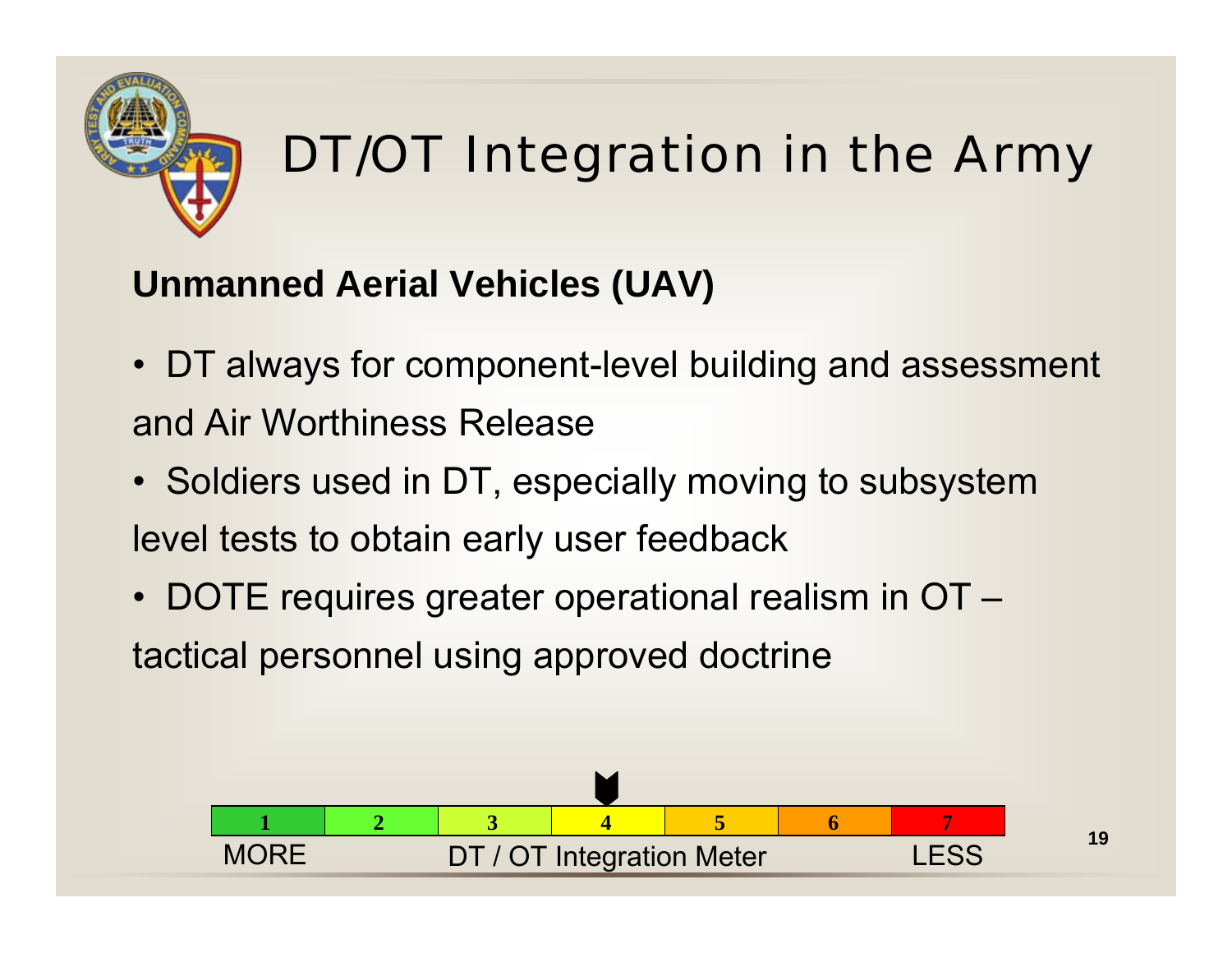# DT/OT Integration in the Army

**Unmanned Aerial Vehicles (UAV)**

- DT always for component-level building and assessment and Air Worthiness Release
- Soldiers used in DT, especially moving to subsystem level tests to obtain early user feedback
- DOTE requires greater operational realism in OT – tactical personnel using approved doctrine

| 1 | 2 | 3 | 4 | 5 | 6 | 7 |
|---|---|---|---|---|---|---|
| MORE | | | DT / OT Integration Meter (indicator at 4) | | | LESS |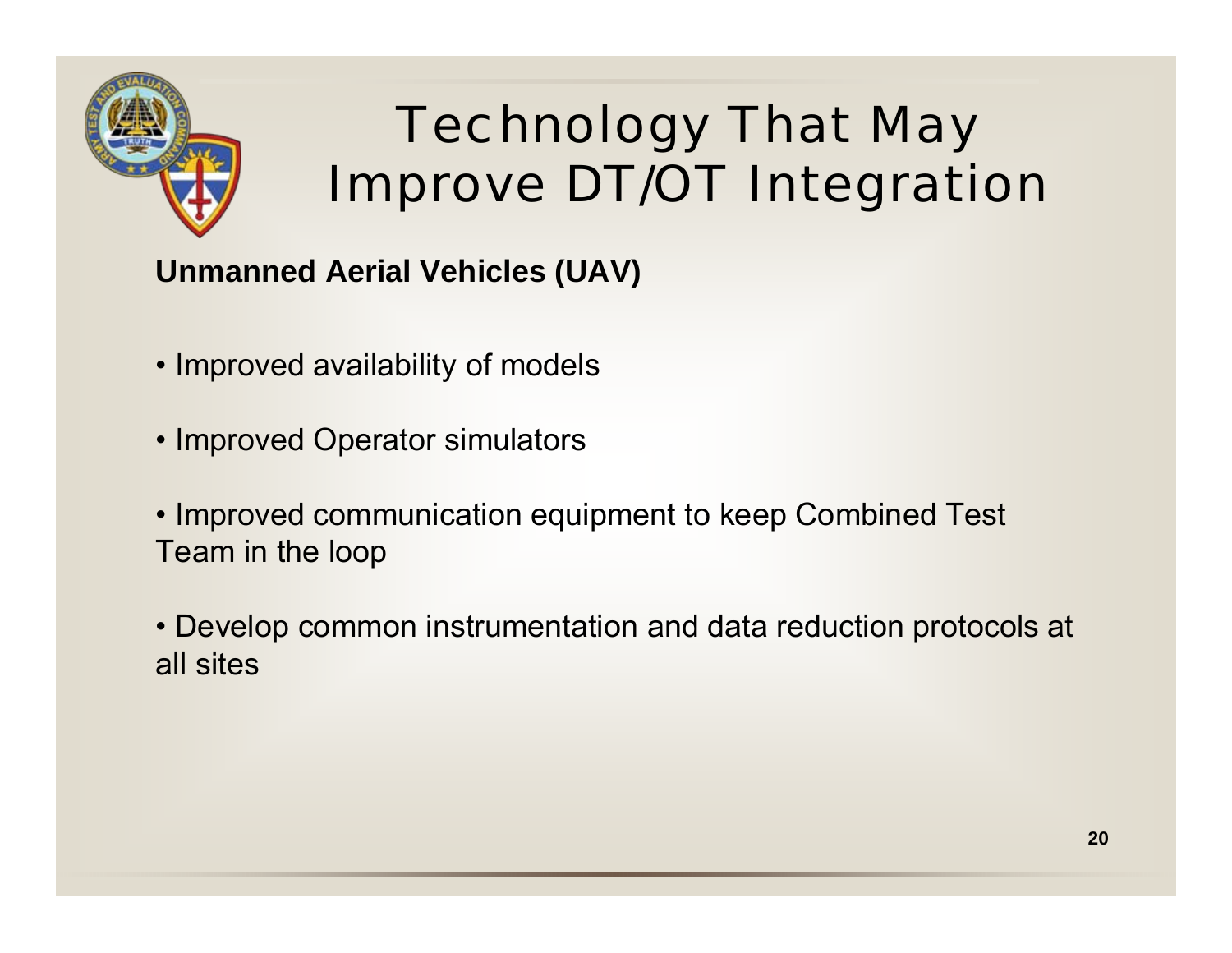# Technology That May Improve DT/OT Integration

**Unmanned Aerial Vehicles (UAV)**

- Improved availability of models
- Improved Operator simulators
- Improved communication equipment to keep Combined Test Team in the loop
- Develop common instrumentation and data reduction protocols at all sites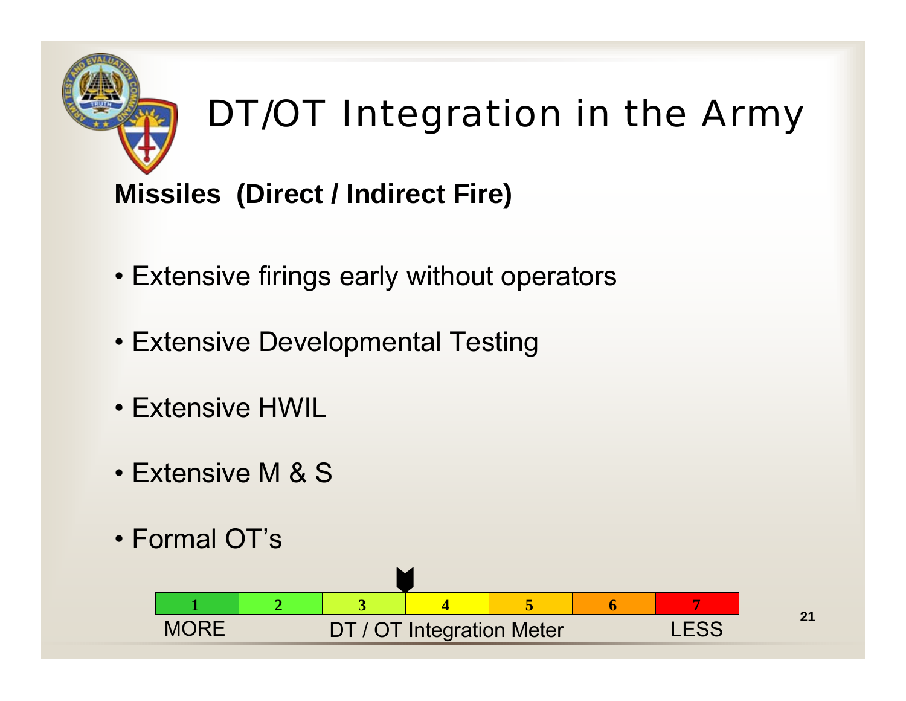# DT/OT Integration in the Army

## Missiles (Direct / Indirect Fire)

- Extensive firings early without operators
- Extensive Developmental Testing
- Extensive HWIL
- Extensive M & S
- Formal OT's

| 1 | 2 | 3 | 4 | 5 | 6 | 7 |
|---|---|---|---|---|---|---|
| MORE | | | DT / OT Integration Meter | | | LESS |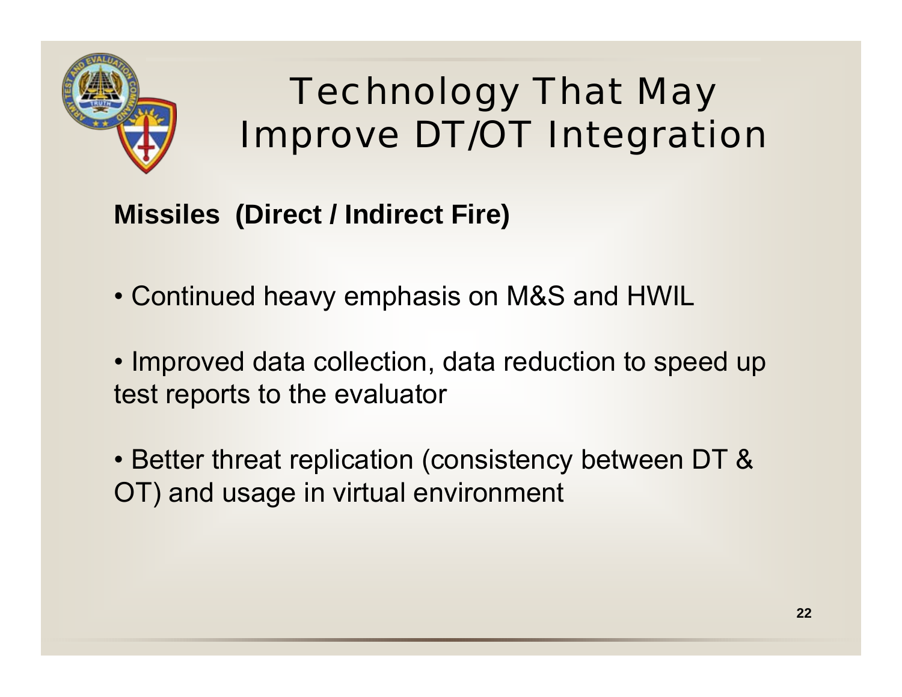# Technology That May Improve DT/OT Integration

**Missiles (Direct / Indirect Fire)**

- Continued heavy emphasis on M&S and HWIL
- Improved data collection, data reduction to speed up test reports to the evaluator
- Better threat replication (consistency between DT & OT) and usage in virtual environment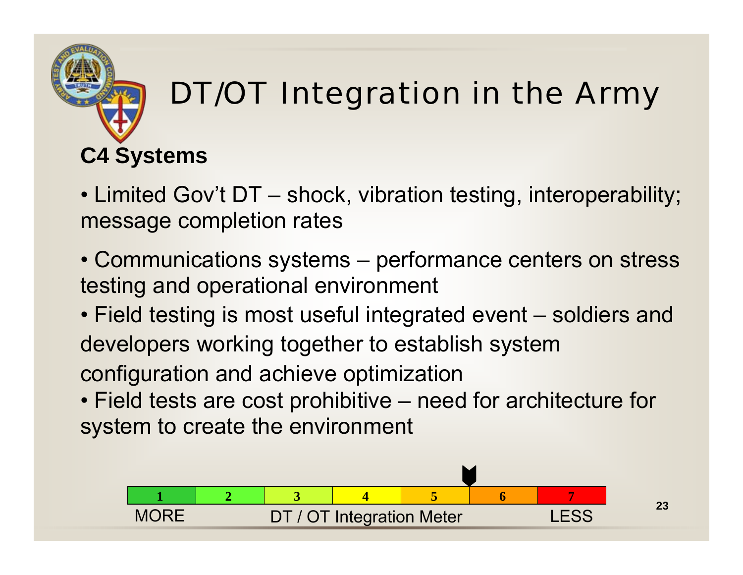# DT/OT Integration in the Army

## C4 Systems

- Limited Gov't DT – shock, vibration testing, interoperability; message completion rates
- Communications systems – performance centers on stress testing and operational environment
- Field testing is most useful integrated event – soldiers and developers working together to establish system configuration and achieve optimization
- Field tests are cost prohibitive – need for architecture for system to create the environment

| 1 | 2 | 3 | 4 | 5 | 6 | 7 |
|---|---|---|---|---|---|---|
| MORE | | | DT / OT Integration Meter | | | LESS |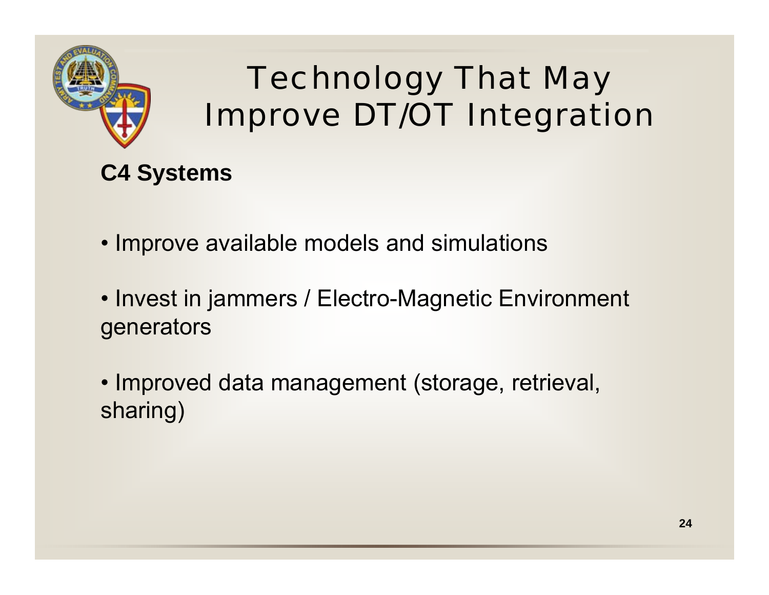# Technology That May Improve DT/OT Integration

**C4 Systems**

- Improve available models and simulations
- Invest in jammers / Electro-Magnetic Environment generators
- Improved data management (storage, retrieval, sharing)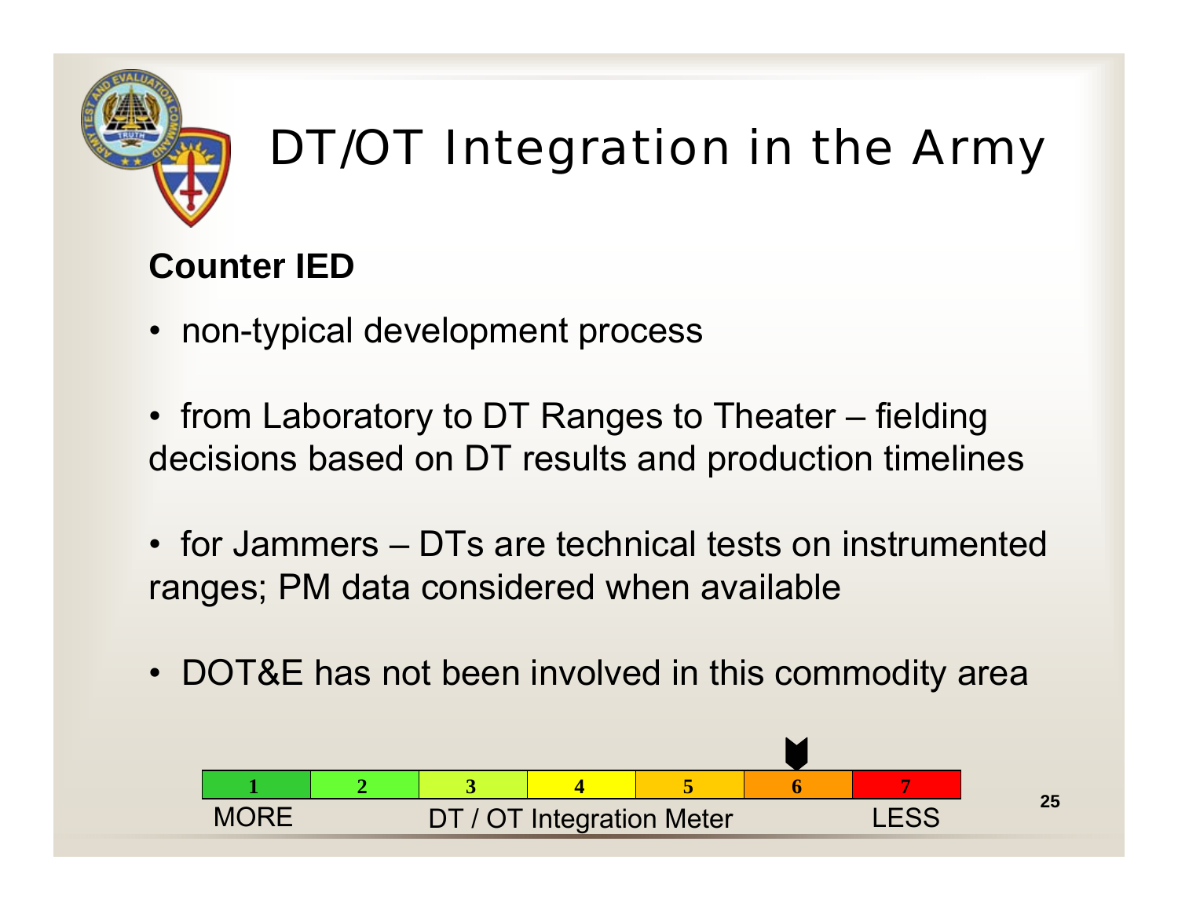# DT/OT Integration in the Army

**Counter IED**

- non-typical development process
- from Laboratory to DT Ranges to Theater – fielding decisions based on DT results and production timelines
- for Jammers – DTs are technical tests on instrumented ranges; PM data considered when available
- DOT&E has not been involved in this commodity area

| 1 | 2 | 3 | 4 | 5 | 6 | 7 |
|---|---|---|---|---|---|---|
| MORE | | | DT / OT Integration Meter | | ▼ | LESS |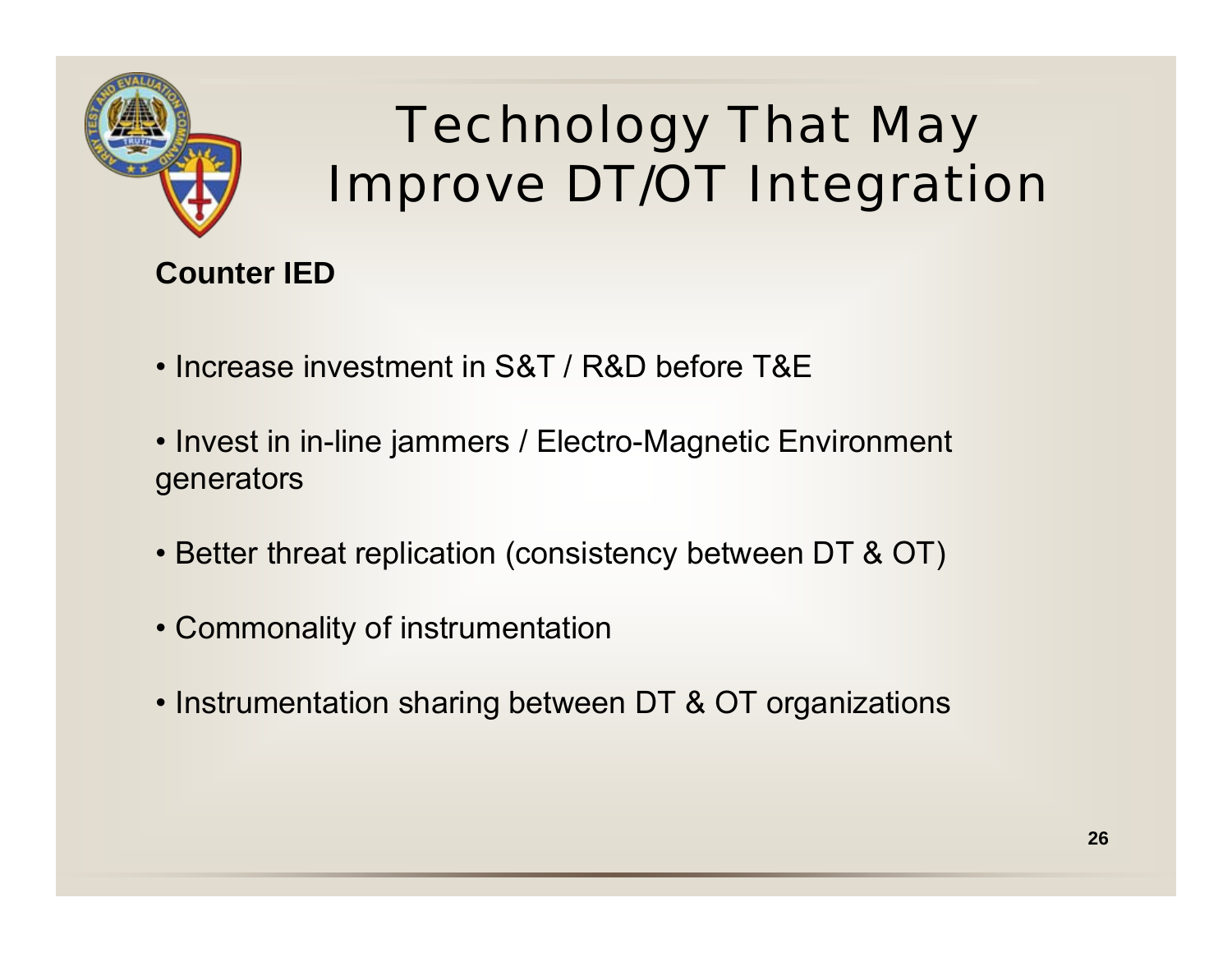# Technology That May Improve DT/OT Integration

**Counter IED**

- Increase investment in S&T / R&D before T&E
- Invest in in-line jammers / Electro-Magnetic Environment generators
- Better threat replication (consistency between DT & OT)
- Commonality of instrumentation
- Instrumentation sharing between DT & OT organizations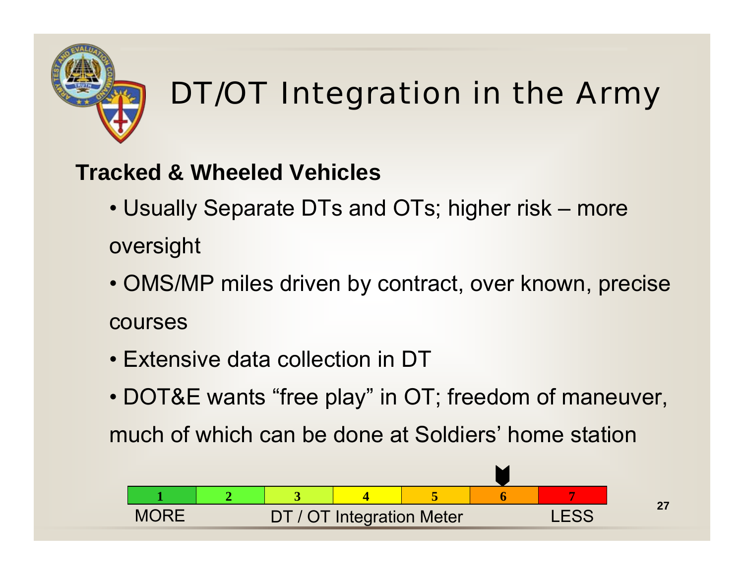# DT/OT Integration in the Army

**Tracked & Wheeled Vehicles**

- Usually Separate DTs and OTs; higher risk – more oversight
- OMS/MP miles driven by contract, over known, precise courses
- Extensive data collection in DT
- DOT&E wants “free play” in OT; freedom of maneuver, much of which can be done at Soldiers’ home station

| 1 | 2 | 3 | 4 | 5 | 6 ▼ | 7 |
|---|---|---|---|---|---|---|
| MORE | | | DT / OT Integration Meter | | | LESS |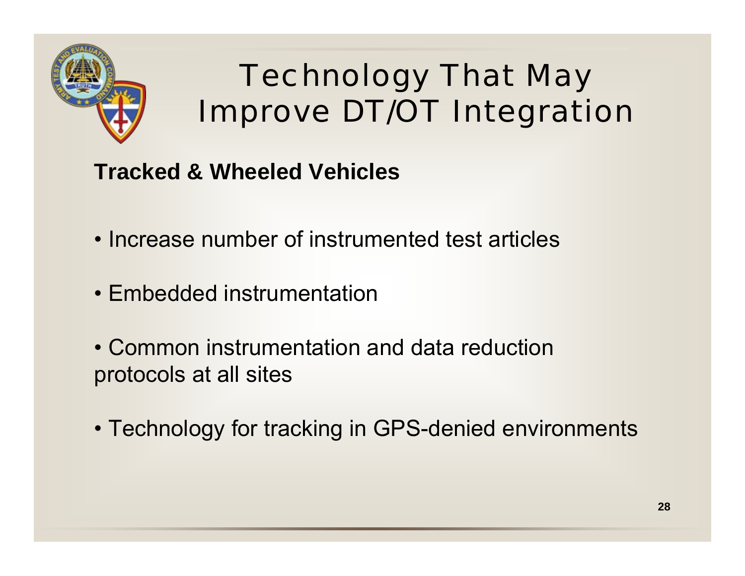# Technology That May Improve DT/OT Integration

**Tracked & Wheeled Vehicles**

- Increase number of instrumented test articles
- Embedded instrumentation
- Common instrumentation and data reduction protocols at all sites
- Technology for tracking in GPS-denied environments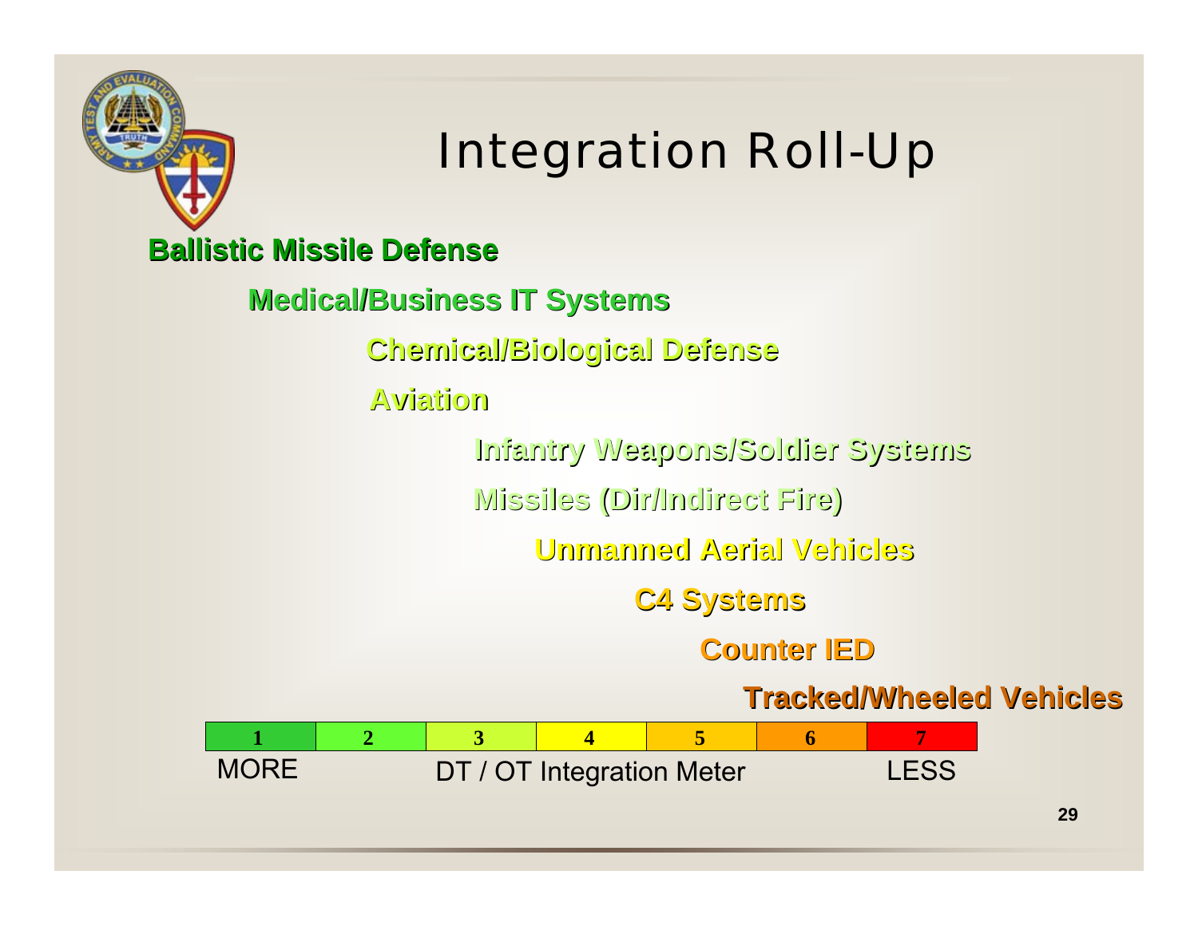# Integration Roll-Up

**Ballistic Missile Defense**

**Medical/Business IT Systems**

**Chemical/Biological Defense**

**Aviation**

**Infantry Weapons/Soldier Systems**

**Missiles (Dir/Indirect Fire)**

**Unmanned Aerial Vehicles**

**C4 Systems**

**Counter IED**

**Tracked/Wheeled Vehicles**

| 1 | 2 | 3 | 4 | 5 | 6 | 7 |
|---|---|---|---|---|---|---|

MORE — DT / OT Integration Meter — LESS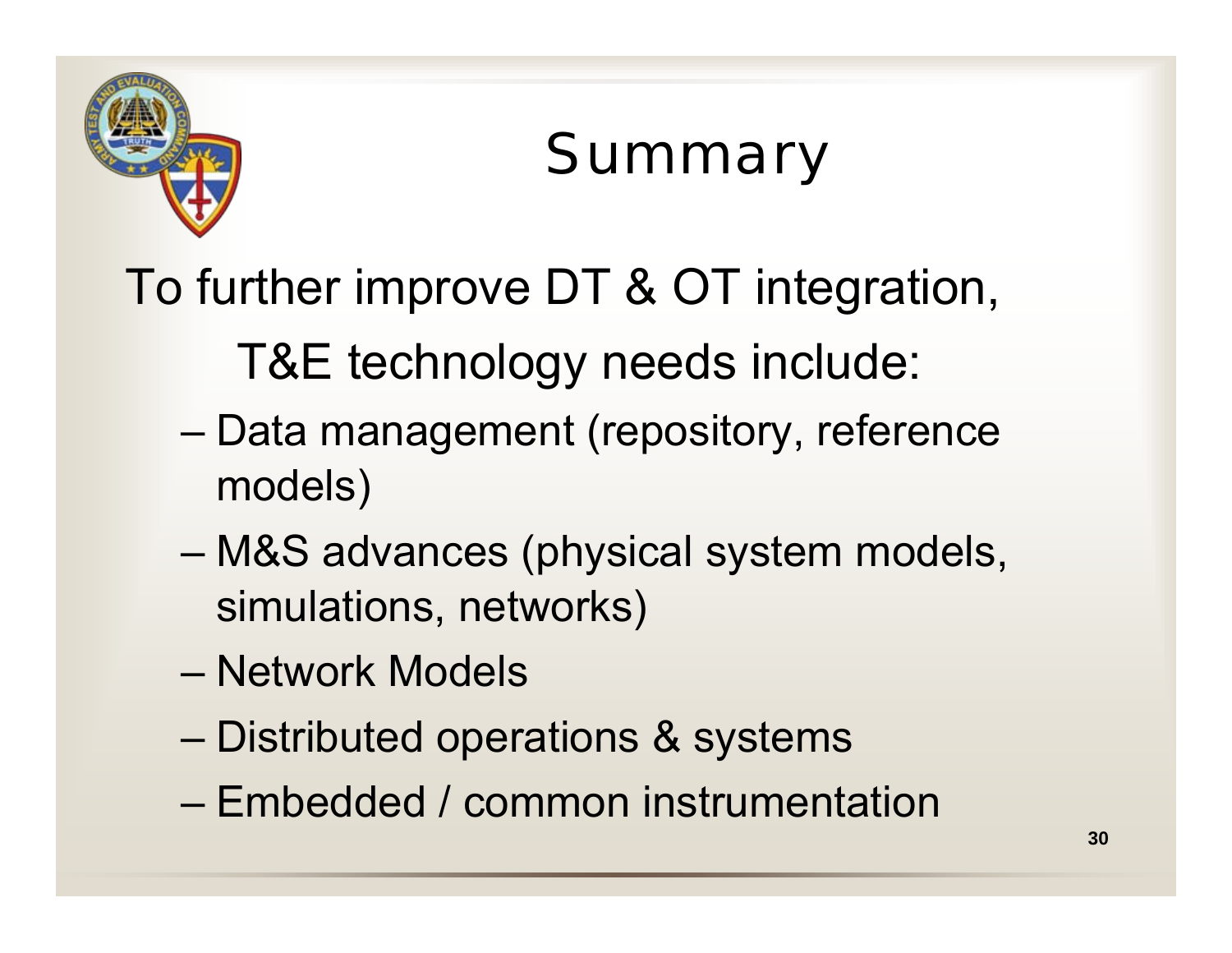# Summary

To further improve DT & OT integration,

T&E technology needs include:

- Data management (repository, reference models)
- M&S advances (physical system models, simulations, networks)
- Network Models
- Distributed operations & systems
- Embedded / common instrumentation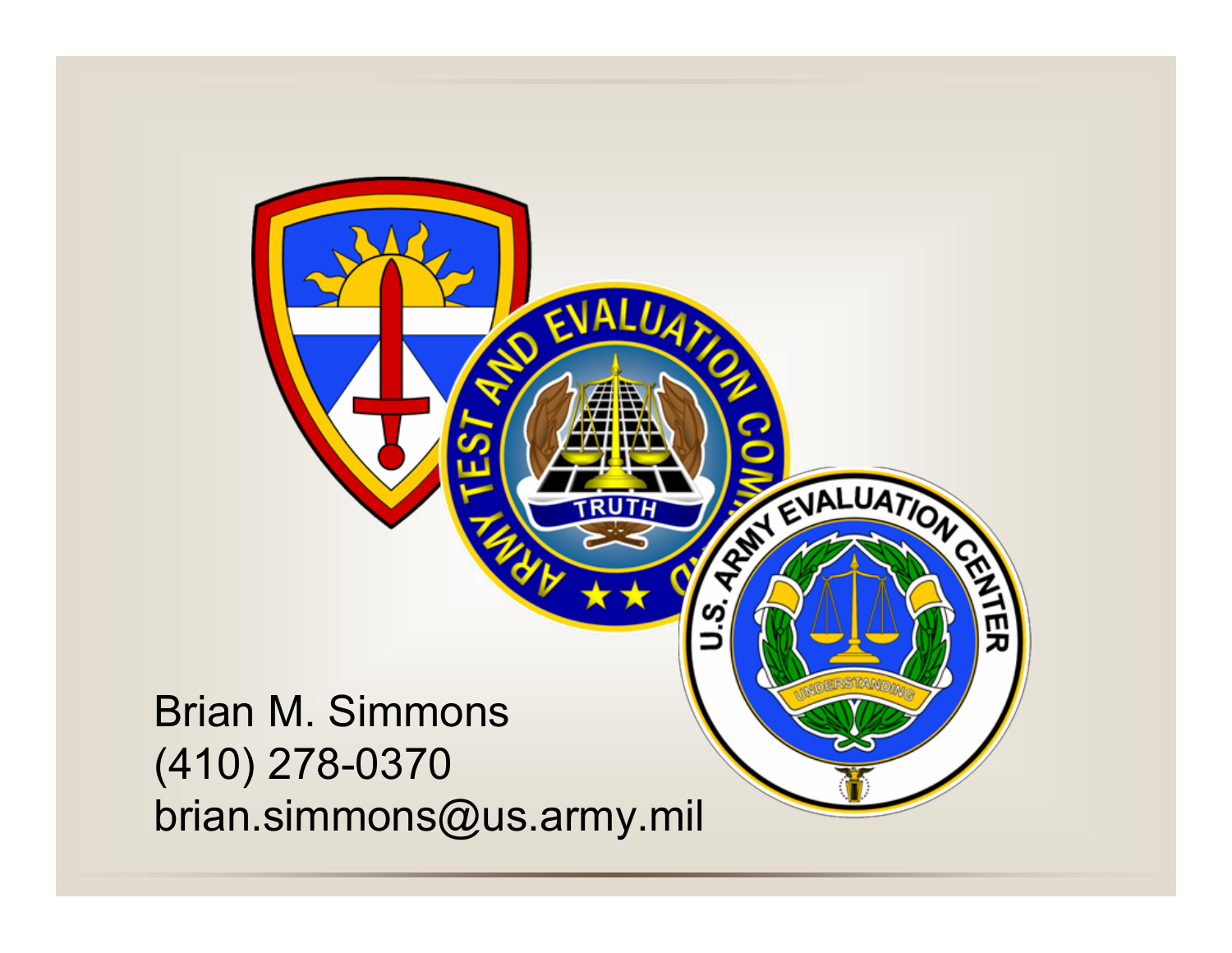Brian M. Simmons
(410) 278-0370
brian.simmons@us.army.mil